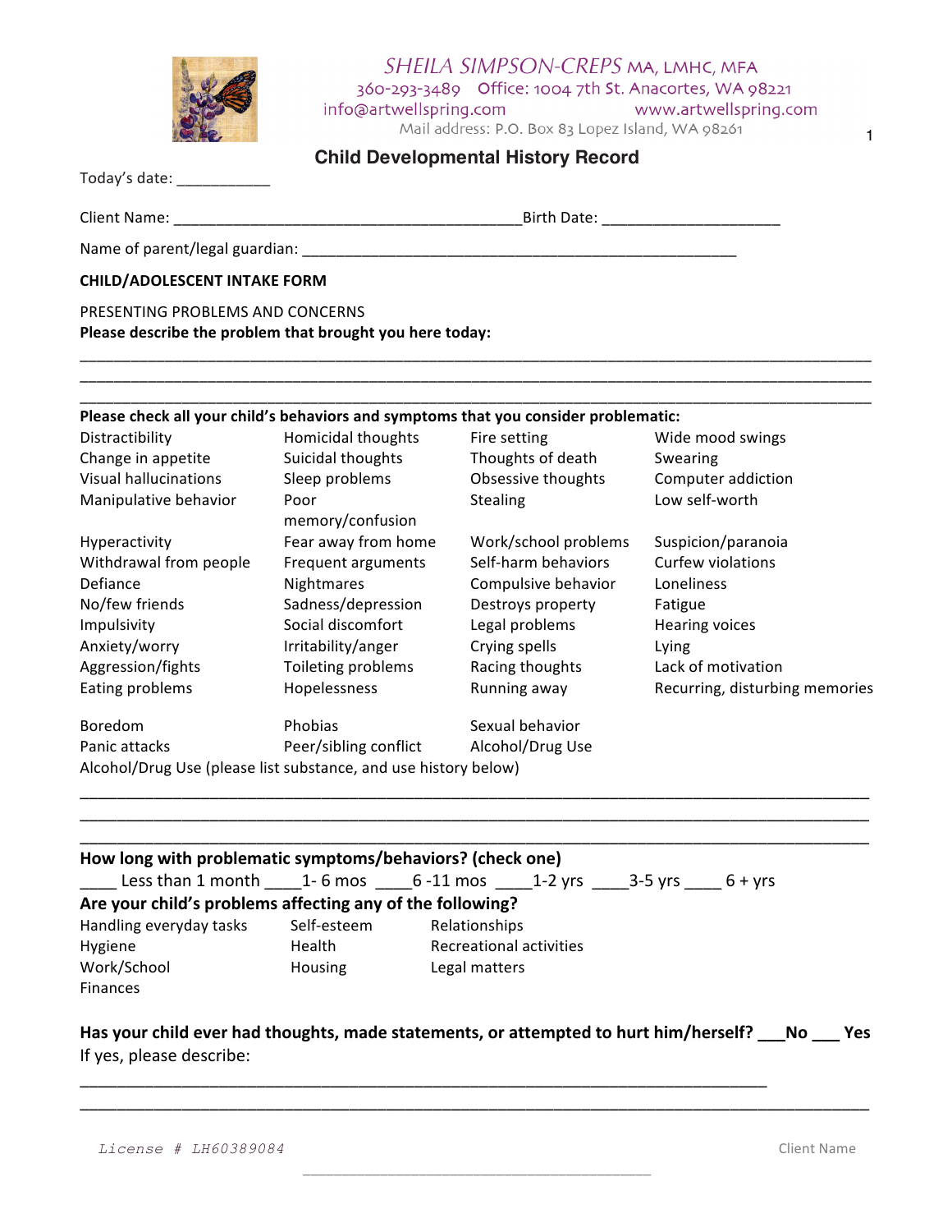SHEILA SIMPSON-CREPS MA, LMHC, MFA
360-293-3489 Office: 1004 7th St. Anacortes, WA 98221
info@artwellspring.com www.artwellspring.com
Mail address: P.O. Box 83 Lopez Island, WA 98261

# Child Developmental History Record

Today's date: ___________

Client Name: _________________________________________ Birth Date: ____________________

Name of parent/legal guardian: ____________________________________________________

**CHILD/ADOLESCENT INTAKE FORM**

PRESENTING PROBLEMS AND CONCERNS

**Please describe the problem that brought you here today:**

_____________________________________________________________________________________
_____________________________________________________________________________________
_____________________________________________________________________________________

**Please check all your child's behaviors and symptoms that you consider problematic:**

| | | | |
|---|---|---|---|
| Distractibility | Homicidal thoughts | Fire setting | Wide mood swings |
| Change in appetite | Suicidal thoughts | Thoughts of death | Swearing |
| Visual hallucinations | Sleep problems | Obsessive thoughts | Computer addiction |
| Manipulative behavior | Poor memory/confusion | Stealing | Low self-worth |
| Hyperactivity | Fear away from home | Work/school problems | Suspicion/paranoia |
| Withdrawal from people | Frequent arguments | Self-harm behaviors | Curfew violations |
| Defiance | Nightmares | Compulsive behavior | Loneliness |
| No/few friends | Sadness/depression | Destroys property | Fatigue |
| Impulsivity | Social discomfort | Legal problems | Hearing voices |
| Anxiety/worry | Irritability/anger | Crying spells | Lying |
| Aggression/fights | Toileting problems | Racing thoughts | Lack of motivation |
| Eating problems | Hopelessness | Running away | Recurring, disturbing memories |
| Boredom | Phobias | Sexual behavior | |
| Panic attacks | Peer/sibling conflict | Alcohol/Drug Use | |

Alcohol/Drug Use (please list substance, and use history below)

_____________________________________________________________________________________
_____________________________________________________________________________________
_____________________________________________________________________________________

**How long with problematic symptoms/behaviors? (check one)**

____ Less than 1 month ____1- 6 mos ____6 -11 mos ____1-2 yrs ____3-5 yrs ____ 6 + yrs

**Are your child's problems affecting any of the following?**

| | | |
|---|---|---|
| Handling everyday tasks | Self-esteem | Relationships |
| Hygiene | Health | Recreational activities |
| Work/School | Housing | Legal matters |
| Finances | | |

**Has your child ever had thoughts, made statements, or attempted to hurt him/herself? ___No ___ Yes**

If yes, please describe:

_____________________________________________________________________________
_____________________________________________________________________________________

License # LH60389084

Client Name ________________________________________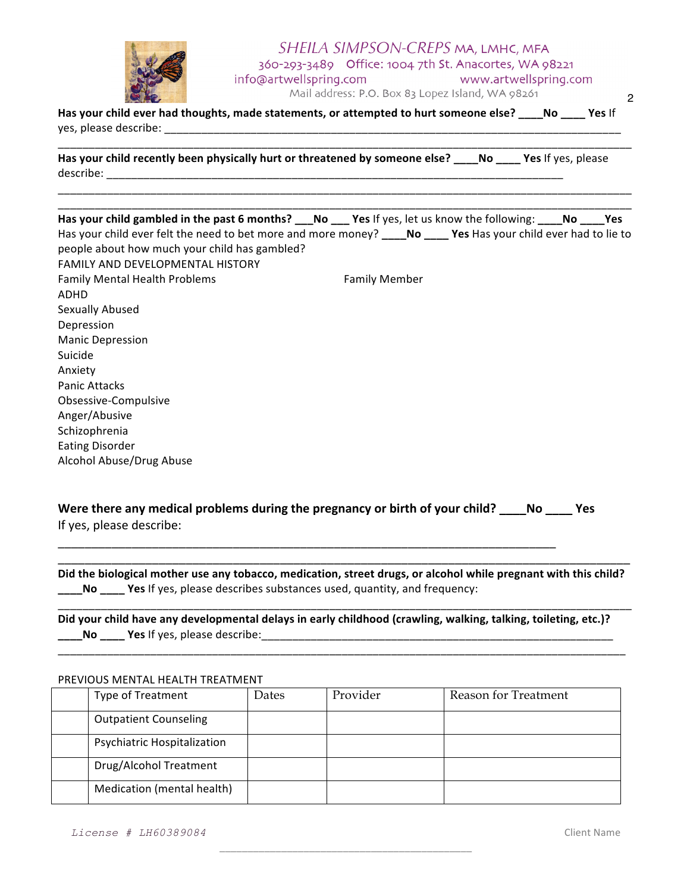**Has your child ever had thoughts, made statements, or attempted to hurt someone else? ____No ____ Yes** If yes, please describe: ____________________________________________________________________________

______________________________________________________________________________________________

**Has your child recently been physically hurt or threatened by someone else? ____No ____ Yes** If yes, please describe: ______________________________________________________________________________

______________________________________________________________________________________________

______________________________________________________________________________________________

**Has your child gambled in the past 6 months? ___No ___ Yes** If yes, let us know the following: **____No ____Yes** Has your child ever felt the need to bet more and more money? **____No ____ Yes** Has your child ever had to lie to people about how much your child has gambled?

FAMILY AND DEVELOPMENTAL HISTORY

| Family Mental Health Problems | Family Member |
|---|---|
| ADHD | |
| Sexually Abused | |
| Depression | |
| Manic Depression | |
| Suicide | |
| Anxiety | |
| Panic Attacks | |
| Obsessive-Compulsive | |
| Anger/Abusive | |
| Schizophrenia | |
| Eating Disorder | |
| Alcohol Abuse/Drug Abuse | |

**Were there any medical problems during the pregnancy or birth of your child? ____No ____ Yes**
If yes, please describe:

______________________________________________________________________________________________

______________________________________________________________________________________________

**Did the biological mother use any tobacco, medication, street drugs, or alcohol while pregnant with this child?**
**____No ____ Yes** If yes, please describes substances used, quantity, and frequency:

______________________________________________________________________________________________

**Did your child have any developmental delays in early childhood (crawling, walking, talking, toileting, etc.)?**
**____No ____ Yes** If yes, please describe:____________________________________________________________

______________________________________________________________________________________________

PREVIOUS MENTAL HEALTH TREATMENT

| | Type of Treatment | Dates | Provider | Reason for Treatment |
|---|---|---|---|---|
| | Outpatient Counseling | | | |
| | Psychiatric Hospitalization | | | |
| | Drug/Alcohol Treatment | | | |
| | Medication (mental health) | | | |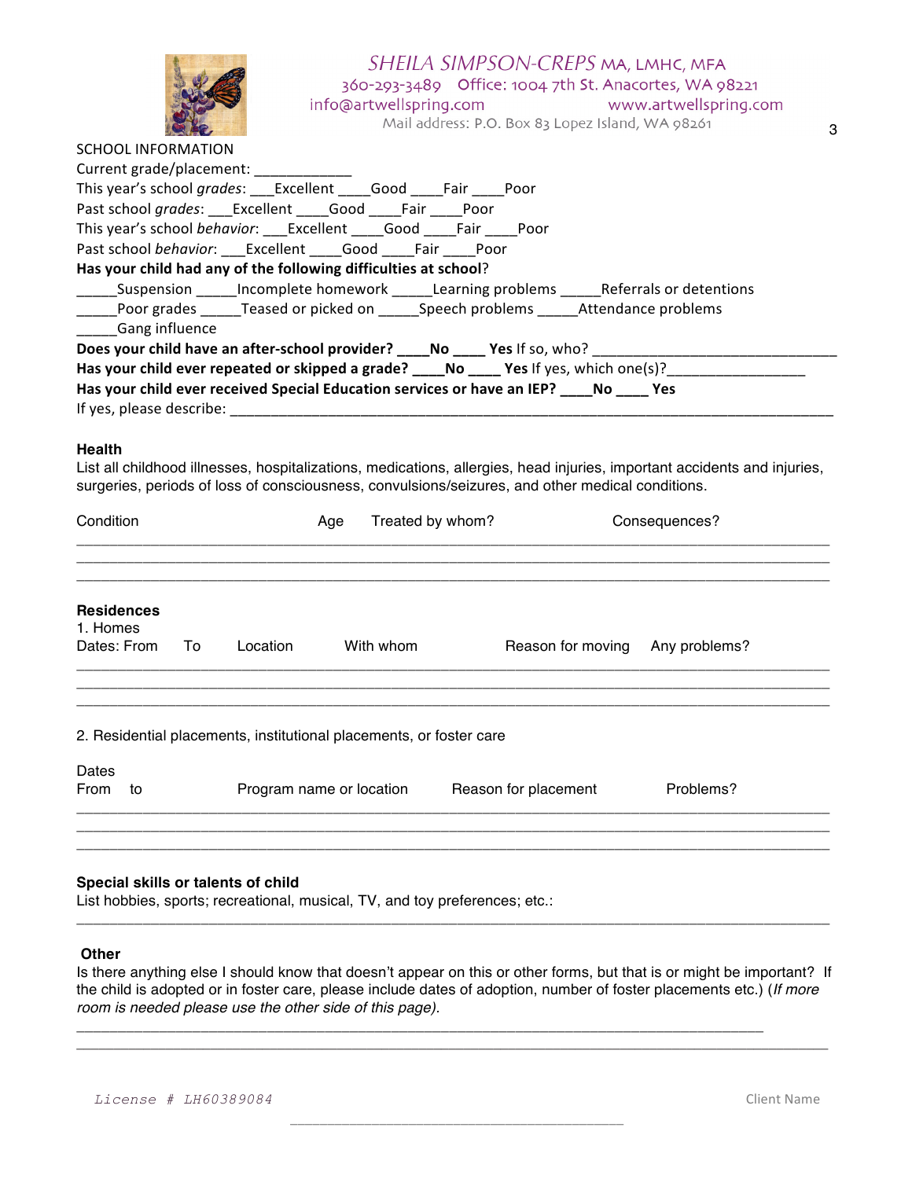SHEILA SIMPSON-CREPS MA, LMHC, MFA
360-293-3489 Office: 1004 7th St. Anacortes, WA 98221
info@artwellspring.com www.artwellspring.com
Mail address: P.O. Box 83 Lopez Island, WA 98261

SCHOOL INFORMATION

Current grade/placement: ____________

This year's school *grades*: ___Excellent ____Good ____Fair ____Poor

Past school *grades*: ___Excellent ____Good ____Fair ____Poor

This year's school *behavior*: ___Excellent ____Good ____Fair ____Poor

Past school *behavior*: ___Excellent ____Good ____Fair ____Poor

**Has your child had any of the following difficulties at school**?

_____Suspension _____Incomplete homework _____Learning problems _____Referrals or detentions

_____Poor grades _____Teased or picked on _____Speech problems _____Attendance problems

_____Gang influence

**Does your child have an after-school provider? ____No ____ Yes** If so, who? ______________________________

**Has your child ever repeated or skipped a grade? ____No ____ Yes** If yes, which one(s)?_________________

**Has your child ever received Special Education services or have an IEP? ____No ____ Yes**

If yes, please describe: ______________________________________________________________________

**Health**

List all childhood illnesses, hospitalizations, medications, allergies, head injuries, important accidents and injuries, surgeries, periods of loss of consciousness, convulsions/seizures, and other medical conditions.

| Condition | Age | Treated by whom? | Consequences? |
|---|---|---|---|
| | | | |
| | | | |
| | | | |

**Residences**

1. Homes

| Dates: From | To | Location | With whom | Reason for moving | Any problems? |
|---|---|---|---|---|---|
| | | | | | |
| | | | | | |
| | | | | | |

2. Residential placements, institutional placements, or foster care

| Dates From | to | Program name or location | Reason for placement | Problems? |
|---|---|---|---|---|
| | | | | |
| | | | | |
| | | | | |

**Special skills or talents of child**

List hobbies, sports; recreational, musical, TV, and toy preferences; etc.:

_____________________________________________________________________________________

**Other**

Is there anything else I should know that doesn't appear on this or other forms, but that is or might be important? If the child is adopted or in foster care, please include dates of adoption, number of foster placements etc.) (*If more room is needed please use the other side of this page).*

_____________________________________________________________________________________

_____________________________________________________________________________________

License # LH60389084

Client Name ______________________________________